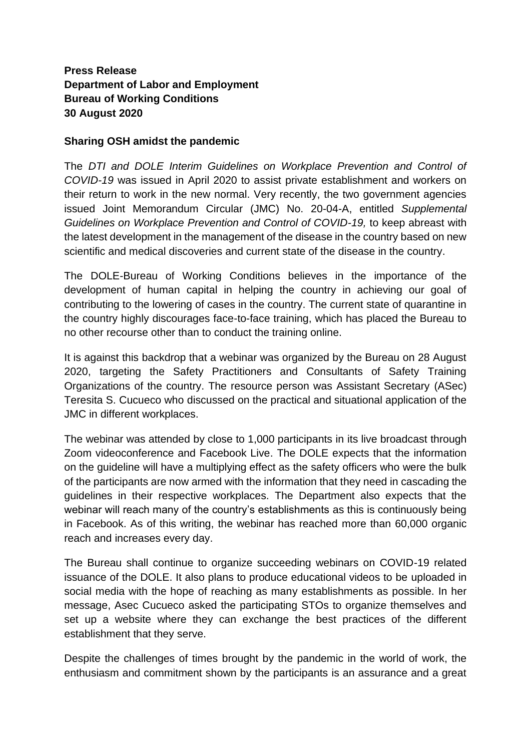**Press Release**
**Department of Labor and Employment**
**Bureau of Working Conditions**
**30 August 2020**

**Sharing OSH amidst the pandemic**

The *DTI and DOLE Interim Guidelines on Workplace Prevention and Control of COVID-19* was issued in April 2020 to assist private establishment and workers on their return to work in the new normal. Very recently, the two government agencies issued Joint Memorandum Circular (JMC) No. 20-04-A, entitled *Supplemental Guidelines on Workplace Prevention and Control of COVID-19,* to keep abreast with the latest development in the management of the disease in the country based on new scientific and medical discoveries and current state of the disease in the country.

The DOLE-Bureau of Working Conditions believes in the importance of the development of human capital in helping the country in achieving our goal of contributing to the lowering of cases in the country. The current state of quarantine in the country highly discourages face-to-face training, which has placed the Bureau to no other recourse other than to conduct the training online.

It is against this backdrop that a webinar was organized by the Bureau on 28 August 2020, targeting the Safety Practitioners and Consultants of Safety Training Organizations of the country. The resource person was Assistant Secretary (ASec) Teresita S. Cucueco who discussed on the practical and situational application of the JMC in different workplaces.

The webinar was attended by close to 1,000 participants in its live broadcast through Zoom videoconference and Facebook Live. The DOLE expects that the information on the guideline will have a multiplying effect as the safety officers who were the bulk of the participants are now armed with the information that they need in cascading the guidelines in their respective workplaces. The Department also expects that the webinar will reach many of the country's establishments as this is continuously being in Facebook. As of this writing, the webinar has reached more than 60,000 organic reach and increases every day.

The Bureau shall continue to organize succeeding webinars on COVID-19 related issuance of the DOLE. It also plans to produce educational videos to be uploaded in social media with the hope of reaching as many establishments as possible. In her message, Asec Cucueco asked the participating STOs to organize themselves and set up a website where they can exchange the best practices of the different establishment that they serve.

Despite the challenges of times brought by the pandemic in the world of work, the enthusiasm and commitment shown by the participants is an assurance and a great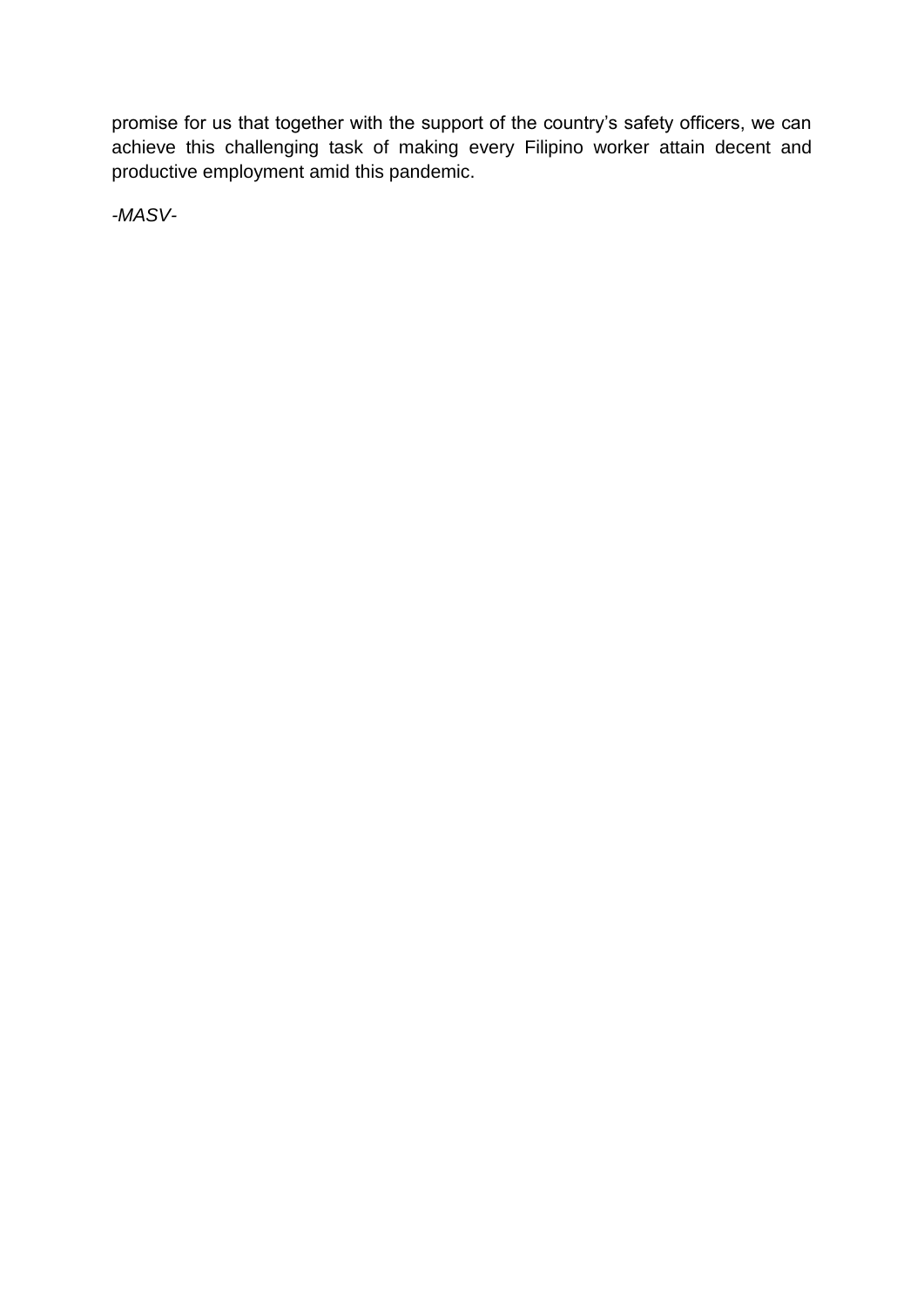promise for us that together with the support of the country's safety officers, we can achieve this challenging task of making every Filipino worker attain decent and productive employment amid this pandemic.

*-MASV-*